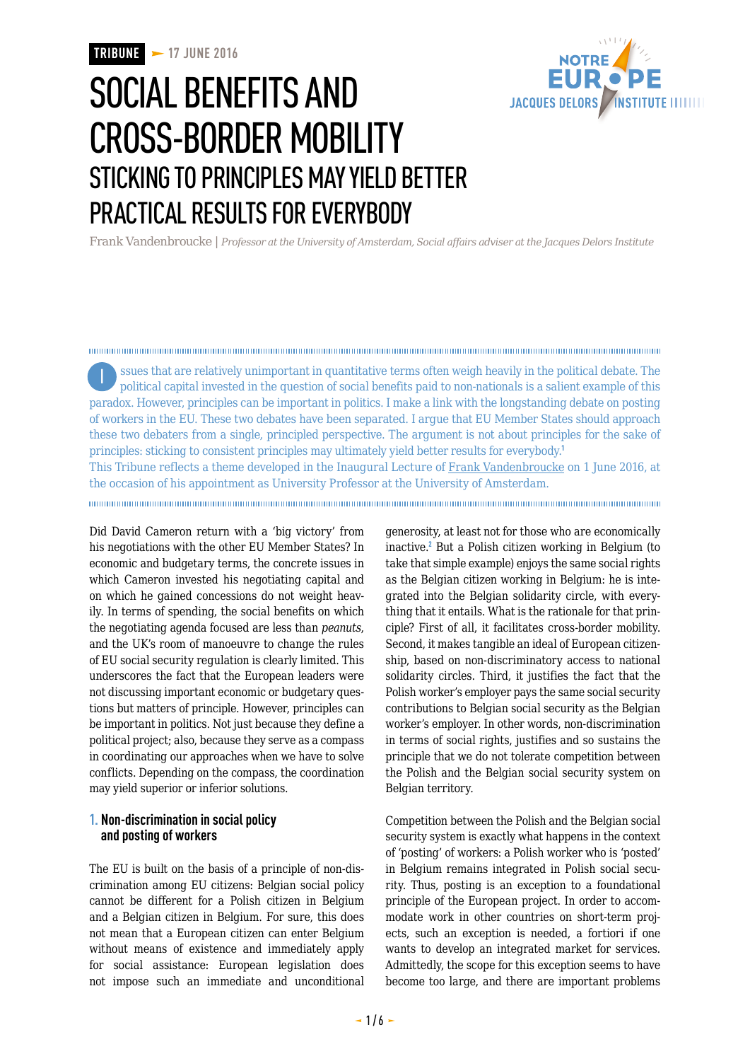TRIBUNE — 17 JUNE 2016

# SOCIAL BENEFITS AND CROSS-BORDER MOBILITY

## STICKING TO PRINCIPLES MAY YIELD BETTER PRACTICAL RESULTS FOR EVERYBODY

Frank Vandenbroucke | *Professor at the University of Amsterdam, Social affairs adviser at the Jacques Delors Institute*

Issues that are relatively unimportant in quantitative terms often weigh heavily in the political debate. The political capital invested in the question of social benefits paid to non-nationals is a salient example of this paradox. However, principles can be important in politics. I make a link with the longstanding debate on posting of workers in the EU. These two debates have been separated. I argue that EU Member States should approach these two debaters from a single, principled perspective. The argument is not about principles for the sake of principles: sticking to consistent principles may ultimately yield better results for everybody.[1]

This Tribune reflects a theme developed in the Inaugural Lecture of Frank Vandenbroucke on 1 June 2016, at the occasion of his appointment as University Professor at the University of Amsterdam.

Did David Cameron return with a 'big victory' from his negotiations with the other EU Member States? In economic and budgetary terms, the concrete issues in which Cameron invested his negotiating capital and on which he gained concessions do not weight heavily. In terms of spending, the social benefits on which the negotiating agenda focused are less than *peanuts*, and the UK's room of manoeuvre to change the rules of EU social security regulation is clearly limited. This underscores the fact that the European leaders were not discussing important economic or budgetary questions but matters of principle. However, principles can be important in politics. Not just because they define a political project; also, because they serve as a compass in coordinating our approaches when we have to solve conflicts. Depending on the compass, the coordination may yield superior or inferior solutions.

### 1. Non-discrimination in social policy and posting of workers

The EU is built on the basis of a principle of non-discrimination among EU citizens: Belgian social policy cannot be different for a Polish citizen in Belgium and a Belgian citizen in Belgium. For sure, this does not mean that a European citizen can enter Belgium without means of existence and immediately apply for social assistance: European legislation does not impose such an immediate and unconditional generosity, at least not for those who are economically inactive.[2] But a Polish citizen working in Belgium (to take that simple example) enjoys the same social rights as the Belgian citizen working in Belgium: he is integrated into the Belgian solidarity circle, with everything that it entails. What is the rationale for that principle? First of all, it facilitates cross-border mobility. Second, it makes tangible an ideal of European citizenship, based on non-discriminatory access to national solidarity circles. Third, it justifies the fact that the Polish worker's employer pays the same social security contributions to Belgian social security as the Belgian worker's employer. In other words, non-discrimination in terms of social rights, justifies and so sustains the principle that we do not tolerate competition between the Polish and the Belgian social security system on Belgian territory.

Competition between the Polish and the Belgian social security system is exactly what happens in the context of 'posting' of workers: a Polish worker who is 'posted' in Belgium remains integrated in Polish social security. Thus, posting is an exception to a foundational principle of the European project. In order to accommodate work in other countries on short-term projects, such an exception is needed, a fortiori if one wants to develop an integrated market for services. Admittedly, the scope for this exception seems to have become too large, and there are important problems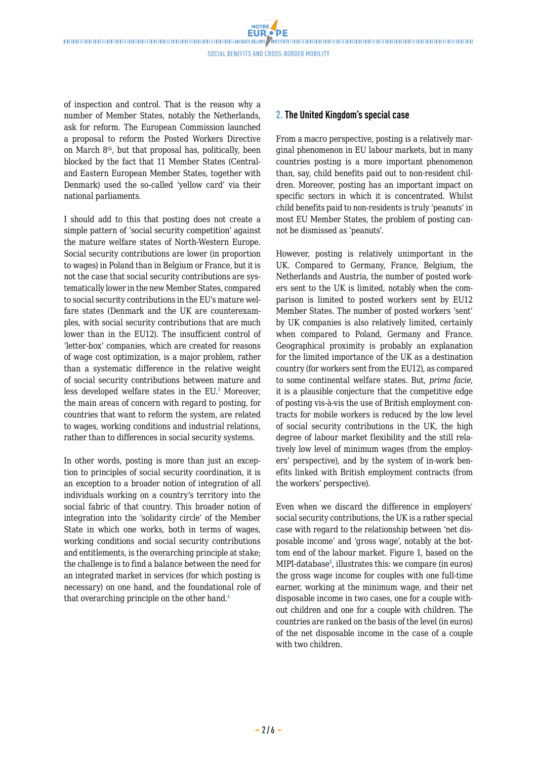of inspection and control. That is the reason why a number of Member States, notably the Netherlands, ask for reform. The European Commission launched a proposal to reform the Posted Workers Directive on March 8th, but that proposal has, politically, been blocked by the fact that 11 Member States (Central- and Eastern European Member States, together with Denmark) used the so-called 'yellow card' via their national parliaments.

I should add to this that posting does not create a simple pattern of 'social security competition' against the mature welfare states of North-Western Europe. Social security contributions are lower (in proportion to wages) in Poland than in Belgium or France, but it is not the case that social security contributions are systematically lower in the new Member States, compared to social security contributions in the EU's mature welfare states (Denmark and the UK are counterexamples, with social security contributions that are much lower than in the EU12). The insufficient control of 'letter-box' companies, which are created for reasons of wage cost optimization, is a major problem, rather than a systematic difference in the relative weight of social security contributions between mature and less developed welfare states in the EU.[3] Moreover, the main areas of concern with regard to posting, for countries that want to reform the system, are related to wages, working conditions and industrial relations, rather than to differences in social security systems.

In other words, posting is more than just an exception to principles of social security coordination, it is an exception to a broader notion of integration of all individuals working on a country's territory into the social fabric of that country. This broader notion of integration into the 'solidarity circle' of the Member State in which one works, both in terms of wages, working conditions and social security contributions and entitlements, is the overarching principle at stake; the challenge is to find a balance between the need for an integrated market in services (for which posting is necessary) on one hand, and the foundational role of that overarching principle on the other hand.[4]

## 2. The United Kingdom's special case

From a macro perspective, posting is a relatively marginal phenomenon in EU labour markets, but in many countries posting is a more important phenomenon than, say, child benefits paid out to non-resident children. Moreover, posting has an important impact on specific sectors in which it is concentrated. Whilst child benefits paid to non-residents is truly 'peanuts' in most EU Member States, the problem of posting cannot be dismissed as 'peanuts'.

However, posting is relatively unimportant in the UK. Compared to Germany, France, Belgium, the Netherlands and Austria, the number of posted workers sent to the UK is limited, notably when the comparison is limited to posted workers sent by EU12 Member States. The number of posted workers 'sent' by UK companies is also relatively limited, certainly when compared to Poland, Germany and France. Geographical proximity is probably an explanation for the limited importance of the UK as a destination country (for workers sent from the EU12), as compared to some continental welfare states. But, *prima facie*, it is a plausible conjecture that the competitive edge of posting vis-à-vis the use of British employment contracts for mobile workers is reduced by the low level of social security contributions in the UK, the high degree of labour market flexibility and the still relatively low level of minimum wages (from the employers' perspective), and by the system of in-work benefits linked with British employment contracts (from the workers' perspective).

Even when we discard the difference in employers' social security contributions, the UK is a rather special case with regard to the relationship between 'net disposable income' and 'gross wage', notably at the bottom end of the labour market. Figure 1, based on the MIPI-database[5], illustrates this: we compare (in euros) the gross wage income for couples with one full-time earner, working at the minimum wage, and their net disposable income in two cases, one for a couple without children and one for a couple with children. The countries are ranked on the basis of the level (in euros) of the net disposable income in the case of a couple with two children.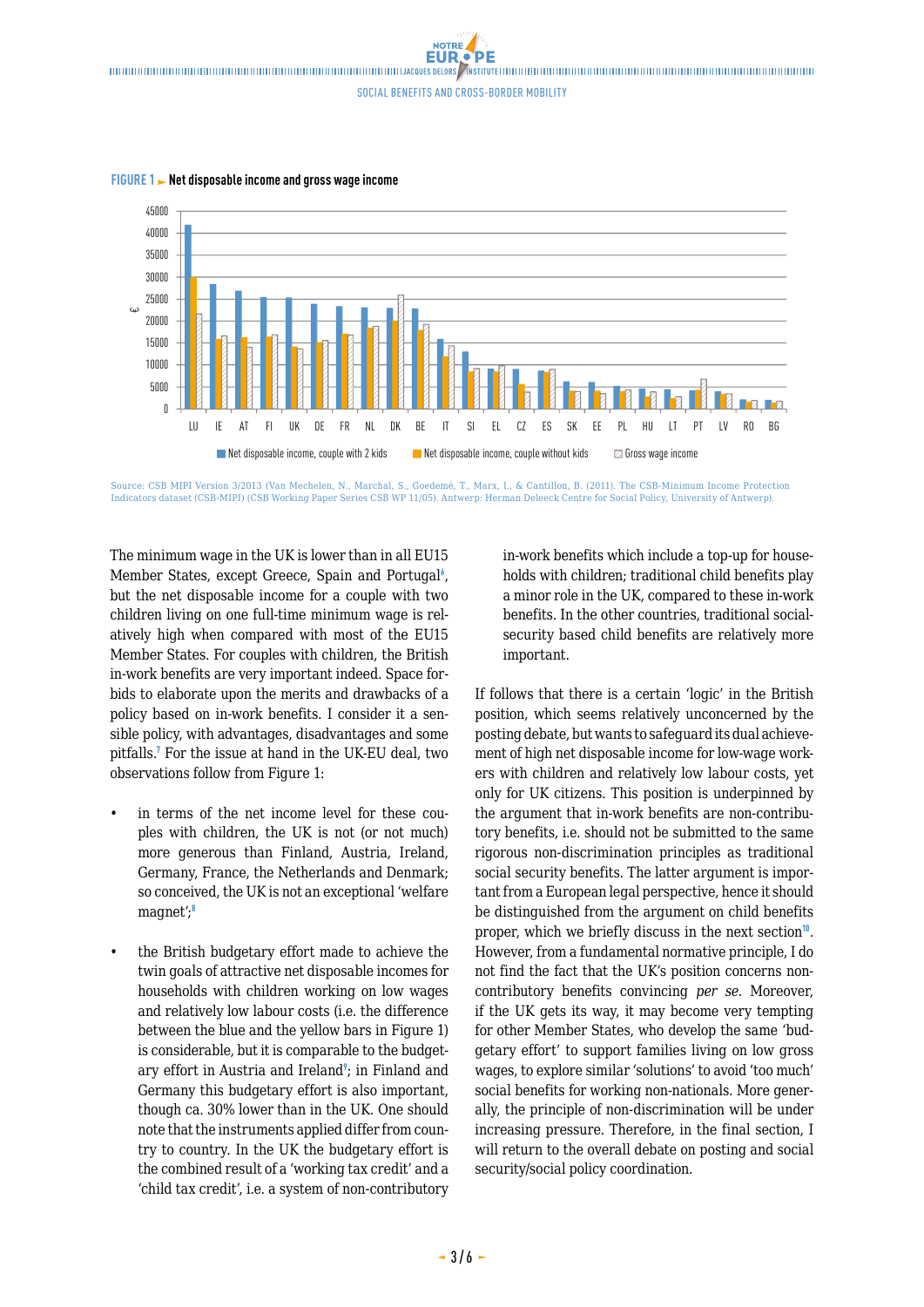**FIGURE 1 ► Net disposable income and gross wage income**

Source: CSB MIPI Version 3/2013 (Van Mechelen, N., Marchal, S., Goedemé, T., Marx, I., & Cantillon, B. (2011). The CSB-Minimum Income Protection Indicators dataset (CSB-MIPI) (CSB Working Paper Series CSB WP 11/05). Antwerp: Herman Deleeck Centre for Social Policy, University of Antwerp).

The minimum wage in the UK is lower than in all EU15 Member States, except Greece, Spain and Portugal[6], but the net disposable income for a couple with two children living on one full-time minimum wage is relatively high when compared with most of the EU15 Member States. For couples with children, the British in-work benefits are very important indeed. Space forbids to elaborate upon the merits and drawbacks of a policy based on in-work benefits. I consider it a sensible policy, with advantages, disadvantages and some pitfalls.[7] For the issue at hand in the UK-EU deal, two observations follow from Figure 1:

- in terms of the net income level for these couples with children, the UK is not (or not much) more generous than Finland, Austria, Ireland, Germany, France, the Netherlands and Denmark; so conceived, the UK is not an exceptional 'welfare magnet';[8]
- the British budgetary effort made to achieve the twin goals of attractive net disposable incomes for households with children working on low wages and relatively low labour costs (i.e. the difference between the blue and the yellow bars in Figure 1) is considerable, but it is comparable to the budgetary effort in Austria and Ireland[9]; in Finland and Germany this budgetary effort is also important, though ca. 30% lower than in the UK. One should note that the instruments applied differ from country to country. In the UK the budgetary effort is the combined result of a 'working tax credit' and a 'child tax credit', i.e. a system of non-contributory in-work benefits which include a top-up for households with children; traditional child benefits play a minor role in the UK, compared to these in-work benefits. In the other countries, traditional social-security based child benefits are relatively more important.

If follows that there is a certain 'logic' in the British position, which seems relatively unconcerned by the posting debate, but wants to safeguard its dual achievement of high net disposable income for low-wage workers with children and relatively low labour costs, yet only for UK citizens. This position is underpinned by the argument that in-work benefits are non-contributory benefits, i.e. should not be submitted to the same rigorous non-discrimination principles as traditional social security benefits. The latter argument is important from a European legal perspective, hence it should be distinguished from the argument on child benefits proper, which we briefly discuss in the next section[10]. However, from a fundamental normative principle, I do not find the fact that the UK's position concerns non-contributory benefits convincing *per se*. Moreover, if the UK gets its way, it may become very tempting for other Member States, who develop the same 'budgetary effort' to support families living on low gross wages, to explore similar 'solutions' to avoid 'too much' social benefits for working non-nationals. More generally, the principle of non-discrimination will be under increasing pressure. Therefore, in the final section, I will return to the overall debate on posting and social security/social policy coordination.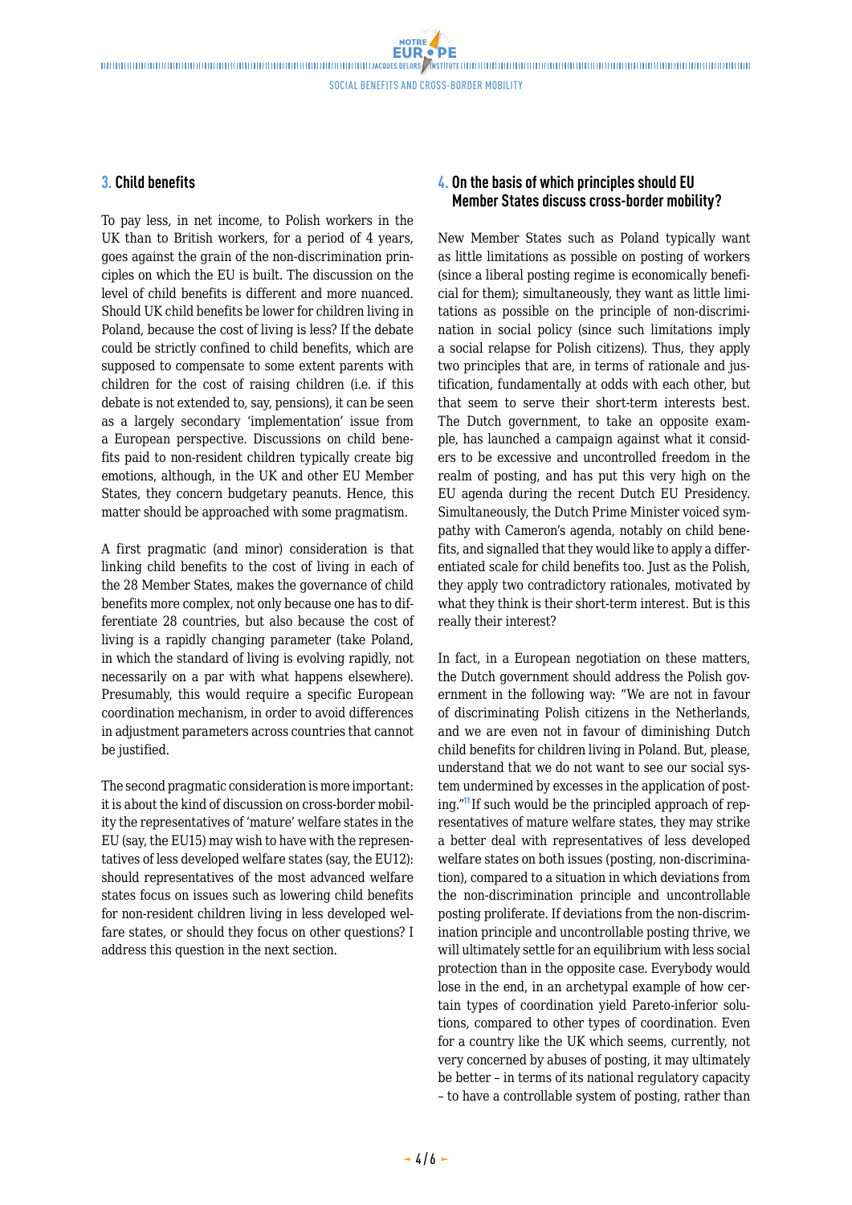## 3. Child benefits

To pay less, in net income, to Polish workers in the UK than to British workers, for a period of 4 years, goes against the grain of the non-discrimination principles on which the EU is built. The discussion on the level of child benefits is different and more nuanced. Should UK child benefits be lower for children living in Poland, because the cost of living is less? If the debate could be strictly confined to child benefits, which are supposed to compensate to some extent parents with children for the cost of raising children (i.e. if this debate is not extended to, say, pensions), it can be seen as a largely secondary 'implementation' issue from a European perspective. Discussions on child benefits paid to non-resident children typically create big emotions, although, in the UK and other EU Member States, they concern budgetary peanuts. Hence, this matter should be approached with some pragmatism.

A first pragmatic (and minor) consideration is that linking child benefits to the cost of living in each of the 28 Member States, makes the governance of child benefits more complex, not only because one has to differentiate 28 countries, but also because the cost of living is a rapidly changing parameter (take Poland, in which the standard of living is evolving rapidly, not necessarily on a par with what happens elsewhere). Presumably, this would require a specific European coordination mechanism, in order to avoid differences in adjustment parameters across countries that cannot be justified.

The second pragmatic consideration is more important: it is about the kind of discussion on cross-border mobility the representatives of 'mature' welfare states in the EU (say, the EU15) may wish to have with the representatives of less developed welfare states (say, the EU12): should representatives of the most advanced welfare states focus on issues such as lowering child benefits for non-resident children living in less developed welfare states, or should they focus on other questions? I address this question in the next section.

## 4. On the basis of which principles should EU Member States discuss cross-border mobility?

New Member States such as Poland typically want as little limitations as possible on posting of workers (since a liberal posting regime is economically beneficial for them); simultaneously, they want as little limitations as possible on the principle of non-discrimination in social policy (since such limitations imply a social relapse for Polish citizens). Thus, they apply two principles that are, in terms of rationale and justification, fundamentally at odds with each other, but that seem to serve their short-term interests best. The Dutch government, to take an opposite example, has launched a campaign against what it considers to be excessive and uncontrolled freedom in the realm of posting, and has put this very high on the EU agenda during the recent Dutch EU Presidency. Simultaneously, the Dutch Prime Minister voiced sympathy with Cameron's agenda, notably on child benefits, and signalled that they would like to apply a differentiated scale for child benefits too. Just as the Polish, they apply two contradictory rationales, motivated by what they think is their short-term interest. But is this really their interest?

In fact, in a European negotiation on these matters, the Dutch government should address the Polish government in the following way: "We are not in favour of discriminating Polish citizens in the Netherlands, and we are even not in favour of diminishing Dutch child benefits for children living in Poland. But, please, understand that we do not want to see our social system undermined by excesses in the application of posting."[11] If such would be the principled approach of representatives of mature welfare states, they may strike a better deal with representatives of less developed welfare states on both issues (posting, non-discrimination), compared to a situation in which deviations from the non-discrimination principle and uncontrollable posting proliferate. If deviations from the non-discrimination principle and uncontrollable posting thrive, we will ultimately settle for an equilibrium with less social protection than in the opposite case. Everybody would lose in the end, in an archetypal example of how certain types of coordination yield Pareto-inferior solutions, compared to other types of coordination. Even for a country like the UK which seems, currently, not very concerned by abuses of posting, it may ultimately be better – in terms of its national regulatory capacity – to have a controllable system of posting, rather than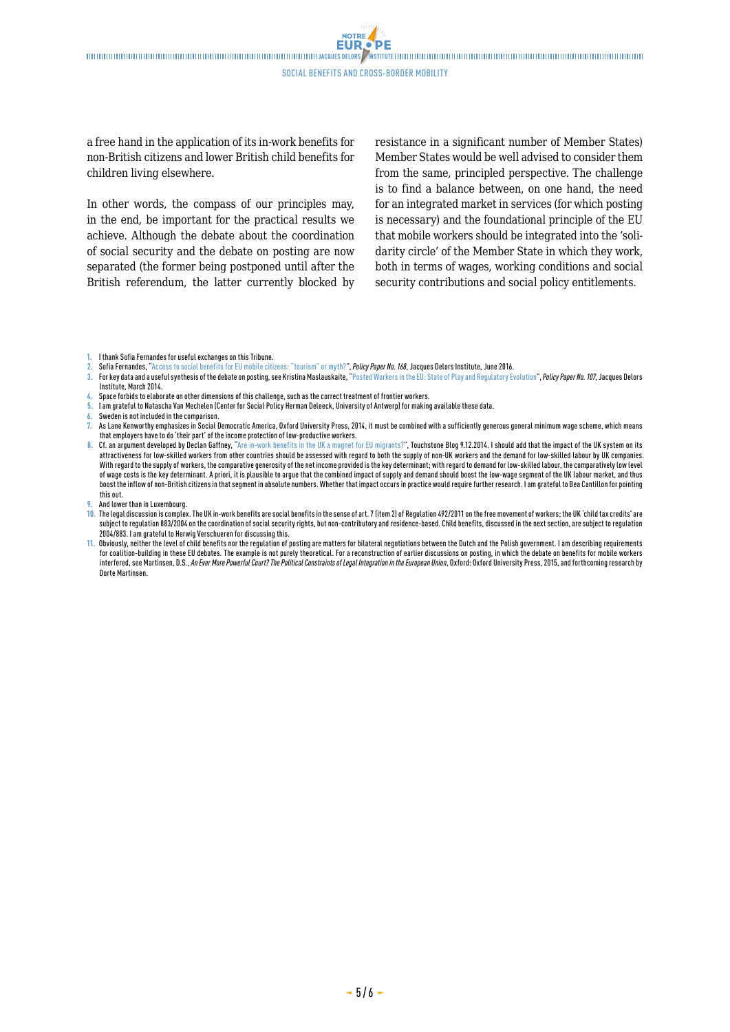a free hand in the application of its in-work benefits for non-British citizens and lower British child benefits for children living elsewhere.

In other words, the compass of our principles may, in the end, be important for the practical results we achieve. Although the debate about the coordination of social security and the debate on posting are now separated (the former being postponed until after the British referendum, the latter currently blocked by resistance in a significant number of Member States) Member States would be well advised to consider them from the same, principled perspective. The challenge is to find a balance between, on one hand, the need for an integrated market in services (for which posting is necessary) and the foundational principle of the EU that mobile workers should be integrated into the 'solidarity circle' of the Member State in which they work, both in terms of wages, working conditions and social security contributions and social policy entitlements.

1. I thank Sofia Fernandes for useful exchanges on this Tribune.
2. Sofia Fernandes, "Access to social benefits for EU mobile citizens: "tourism" or myth?", *Policy Paper No. 168*, Jacques Delors Institute, June 2016.
3. For key data and a useful synthesis of the debate on posting, see Kristina Maslauskaite, "Posted Workers in the EU: State of Play and Regulatory Evolution", *Policy Paper No. 107*, Jacques Delors Institute, March 2014.
4. Space forbids to elaborate on other dimensions of this challenge, such as the correct treatment of frontier workers.
5. I am grateful to Natascha Van Mechelen (Center for Social Policy Herman Deleeck, University of Antwerp) for making available these data.
6. Sweden is not included in the comparison.
7. As Lane Kenworthy emphasizes in Social Democratic America, Oxford University Press, 2014, it must be combined with a sufficiently generous general minimum wage scheme, which means that employers have to do 'their part' of the income protection of low-productive workers.
8. Cf. an argument developed by Declan Gaffney, "Are in-work benefits in the UK a magnet for EU migrants?", Touchstone Blog 9.12.2014. I should add that the impact of the UK system on its attractiveness for low-skilled workers from other countries should be assessed with regard to both the supply of non-UK workers and the demand for low-skilled labour by UK companies. With regard to the supply of workers, the comparative generosity of the net income provided is the key determinant; with regard to demand for low-skilled labour, the comparatively low level of wage costs is the key determinant. A priori, it is plausible to argue that the combined impact of supply and demand should boost the low-wage segment of the UK labour market, and thus boost the inflow of non-British citizens in that segment in absolute numbers. Whether that impact occurs in practice would require further research. I am grateful to Bea Cantillon for pointing this out.
9. And lower than in Luxembourg.
10. The legal discussion is complex. The UK in-work benefits are social benefits in the sense of art. 7 (item 2) of Regulation 492/2011 on the free movement of workers; the UK 'child tax credits' are subject to regulation 883/2004 on the coordination of social security rights, but non-contributory and residence-based. Child benefits, discussed in the next section, are subject to regulation 2004/883. I am grateful to Herwig Verschueren for discussing this.
11. Obviously, neither the level of child benefits nor the regulation of posting are matters for bilateral negotiations between the Dutch and the Polish government. I am describing requirements for coalition-building in these EU debates. The example is not purely theoretical. For a reconstruction of earlier discussions on posting, in which the debate on benefits for mobile workers interfered, see Martinsen, D.S., *An Ever More Powerful Court? The Political Constraints of Legal Integration in the European Union*, Oxford: Oxford University Press, 2015, and forthcoming research by Dorte Martinsen.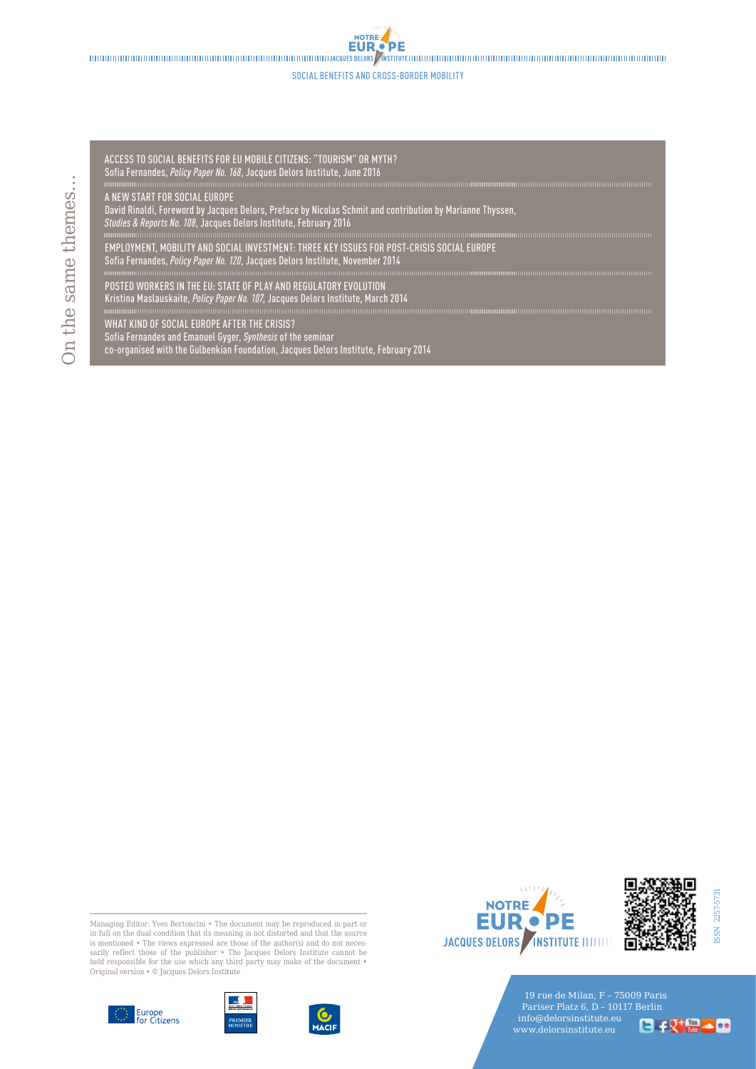## On the same themes…

ACCESS TO SOCIAL BENEFITS FOR EU MOBILE CITIZENS: "TOURISM" OR MYTH?
Sofia Fernandes, *Policy Paper No. 168*, Jacques Delors Institute, June 2016

A NEW START FOR SOCIAL EUROPE
David Rinaldi, Foreword by Jacques Delors, Preface by Nicolas Schmit and contribution by Marianne Thyssen, *Studies & Reports No. 108*, Jacques Delors Institute, February 2016

EMPLOYMENT, MOBILITY AND SOCIAL INVESTMENT: THREE KEY ISSUES FOR POST-CRISIS SOCIAL EUROPE
Sofia Fernandes, *Policy Paper No. 120*, Jacques Delors Institute, November 2014

POSTED WORKERS IN THE EU: STATE OF PLAY AND REGULATORY EVOLUTION
Kristina Maslauskaite, *Policy Paper No. 107*, Jacques Delors Institute, March 2014

WHAT KIND OF SOCIAL EUROPE AFTER THE CRISIS?
Sofia Fernandes and Emanuel Gyger, *Synthesis* of the seminar co-organised with the Gulbenkian Foundation, Jacques Delors Institute, February 2014

Managing Editor: Yves Bertoncini • The document may be reproduced in part or in full on the dual condition that its meaning is not distorted and that the source is mentioned • The views expressed are those of the author(s) and do not necessarily reflect those of the publisher • The Jacques Delors Institute cannot be held responsible for the use which any third party may make of the document • Original version • © Jacques Delors Institute

ISSN 2257-5731

19 rue de Milan, F – 75009 Paris
Pariser Platz 6, D – 10117 Berlin
info@delorsinstitute.eu
www.delorsinstitute.eu